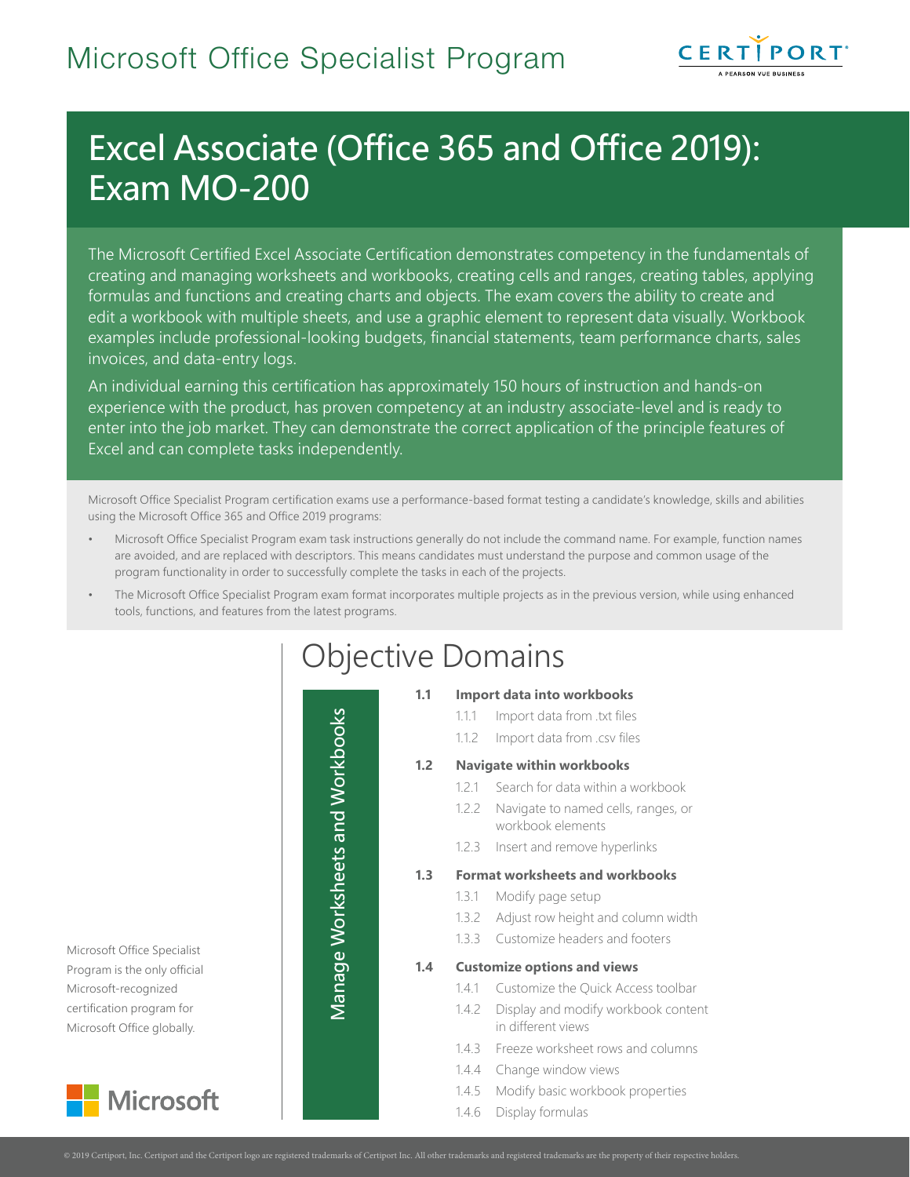# Microsoft Office Specialist Program

## Excel Associate (Office 365 and Office 2019): Exam MO-200

The Microsoft Certified Excel Associate Certification demonstrates competency in the fundamentals of creating and managing worksheets and workbooks, creating cells and ranges, creating tables, applying formulas and functions and creating charts and objects. The exam covers the ability to create and edit a workbook with multiple sheets, and use a graphic element to represent data visually. Workbook examples include professional-looking budgets, financial statements, team performance charts, sales invoices, and data-entry logs.

An individual earning this certification has approximately 150 hours of instruction and hands-on experience with the product, has proven competency at an industry associate-level and is ready to enter into the job market. They can demonstrate the correct application of the principle features of Excel and can complete tasks independently.

Microsoft Office Specialist Program certification exams use a performance-based format testing a candidate's knowledge, skills and abilities using the Microsoft Office 365 and Office 2019 programs:

- Microsoft Office Specialist Program exam task instructions generally do not include the command name. For example, function names are avoided, and are replaced with descriptors. This means candidates must understand the purpose and common usage of the program functionality in order to successfully complete the tasks in each of the projects.
- The Microsoft Office Specialist Program exam format incorporates multiple projects as in the previous version, while using enhanced tools, functions, and features from the latest programs.

Microsoft Office Specialist Program is the only official Microsoft-recognized certification program for Microsoft Office globally.

## Objective Domains

### Manage Worksheets and Workbooks

**1.1 Import data into workbooks**
- 1.1.1 Import data from .txt files
- 1.1.2 Import data from .csv files

**1.2 Navigate within workbooks**
- 1.2.1 Search for data within a workbook
- 1.2.2 Navigate to named cells, ranges, or workbook elements
- 1.2.3 Insert and remove hyperlinks

**1.3 Format worksheets and workbooks**
- 1.3.1 Modify page setup
- 1.3.2 Adjust row height and column width
- 1.3.3 Customize headers and footers

**1.4 Customize options and views**
- 1.4.1 Customize the Quick Access toolbar
- 1.4.2 Display and modify workbook content in different views
- 1.4.3 Freeze worksheet rows and columns
- 1.4.4 Change window views
- 1.4.5 Modify basic workbook properties
- 1.4.6 Display formulas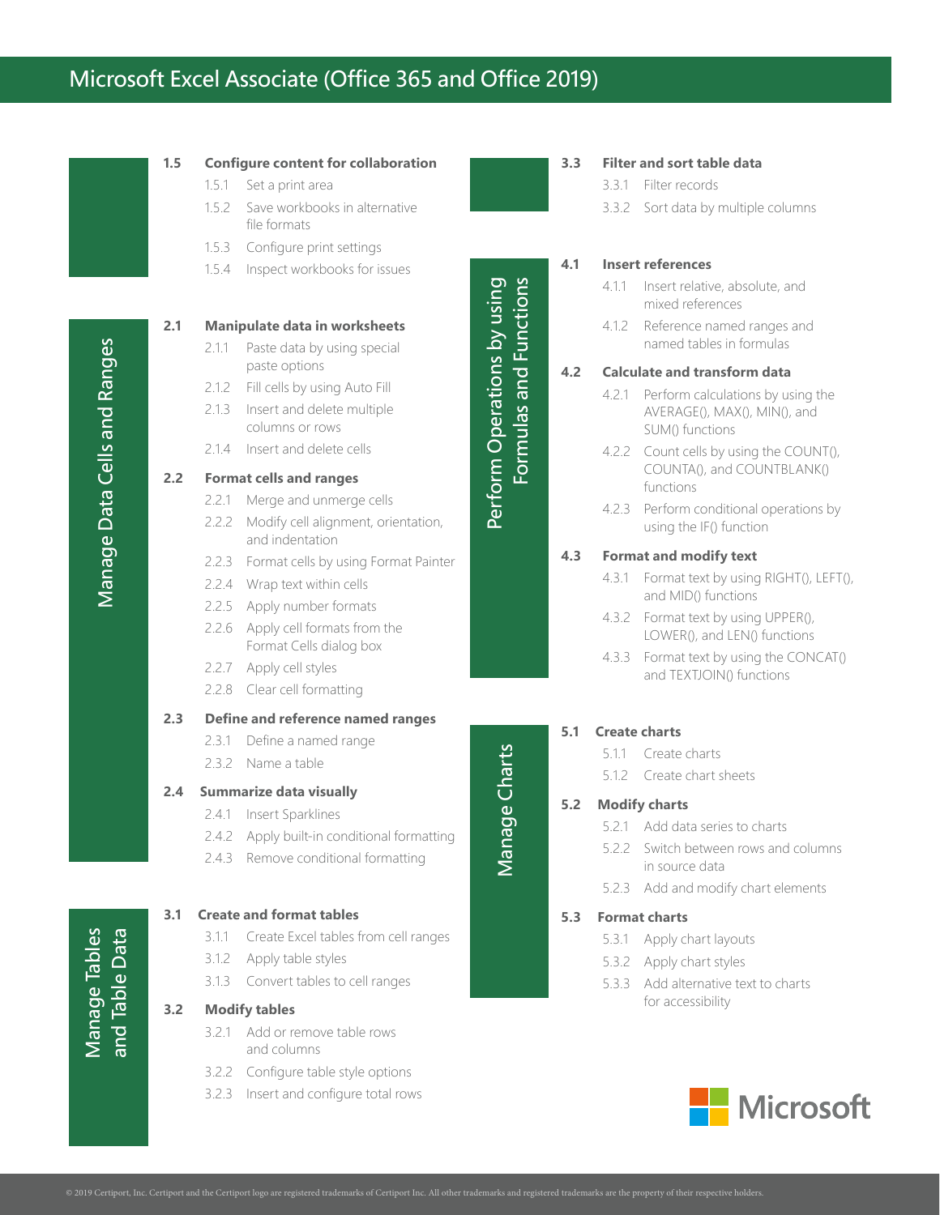# Microsoft Excel Associate (Office 365 and Office 2019)

**1.5 Configure content for collaboration**

- 1.5.1 Set a print area
- 1.5.2 Save workbooks in alternative file formats
- 1.5.3 Configure print settings
- 1.5.4 Inspect workbooks for issues

## Manage Data Cells and Ranges

**2.1 Manipulate data in worksheets**

- 2.1.1 Paste data by using special paste options
- 2.1.2 Fill cells by using Auto Fill
- 2.1.3 Insert and delete multiple columns or rows
- 2.1.4 Insert and delete cells

**2.2 Format cells and ranges**

- 2.2.1 Merge and unmerge cells
- 2.2.2 Modify cell alignment, orientation, and indentation
- 2.2.3 Format cells by using Format Painter
- 2.2.4 Wrap text within cells
- 2.2.5 Apply number formats
- 2.2.6 Apply cell formats from the Format Cells dialog box
- 2.2.7 Apply cell styles
- 2.2.8 Clear cell formatting

**2.3 Define and reference named ranges**

- 2.3.1 Define a named range
- 2.3.2 Name a table

**2.4 Summarize data visually**

- 2.4.1 Insert Sparklines
- 2.4.2 Apply built-in conditional formatting
- 2.4.3 Remove conditional formatting

## Manage Tables and Table Data

**3.1 Create and format tables**

- 3.1.1 Create Excel tables from cell ranges
- 3.1.2 Apply table styles
- 3.1.3 Convert tables to cell ranges

**3.2 Modify tables**

- 3.2.1 Add or remove table rows and columns
- 3.2.2 Configure table style options
- 3.2.3 Insert and configure total rows

**3.3 Filter and sort table data**

- 3.3.1 Filter records
- 3.3.2 Sort data by multiple columns

## Perform Operations by using Formulas and Functions

**4.1 Insert references**

- 4.1.1 Insert relative, absolute, and mixed references
- 4.1.2 Reference named ranges and named tables in formulas

**4.2 Calculate and transform data**

- 4.2.1 Perform calculations by using the AVERAGE(), MAX(), MIN(), and SUM() functions
- 4.2.2 Count cells by using the COUNT(), COUNTA(), and COUNTBLANK() functions
- 4.2.3 Perform conditional operations by using the IF() function

**4.3 Format and modify text**

- 4.3.1 Format text by using RIGHT(), LEFT(), and MID() functions
- 4.3.2 Format text by using UPPER(), LOWER(), and LEN() functions
- 4.3.3 Format text by using the CONCAT() and TEXTJOIN() functions

## Manage Charts

**5.1 Create charts**

- 5.1.1 Create charts
- 5.1.2 Create chart sheets

**5.2 Modify charts**

- 5.2.1 Add data series to charts
- 5.2.2 Switch between rows and columns in source data
- 5.2.3 Add and modify chart elements

**5.3 Format charts**

- 5.3.1 Apply chart layouts
- 5.3.2 Apply chart styles
- 5.3.3 Add alternative text to charts for accessibility

Microsoft

© 2019 Certiport, Inc. Certiport and the Certiport logo are registered trademarks of Certiport Inc. All other trademarks and registered trademarks are the property of their respective holders.